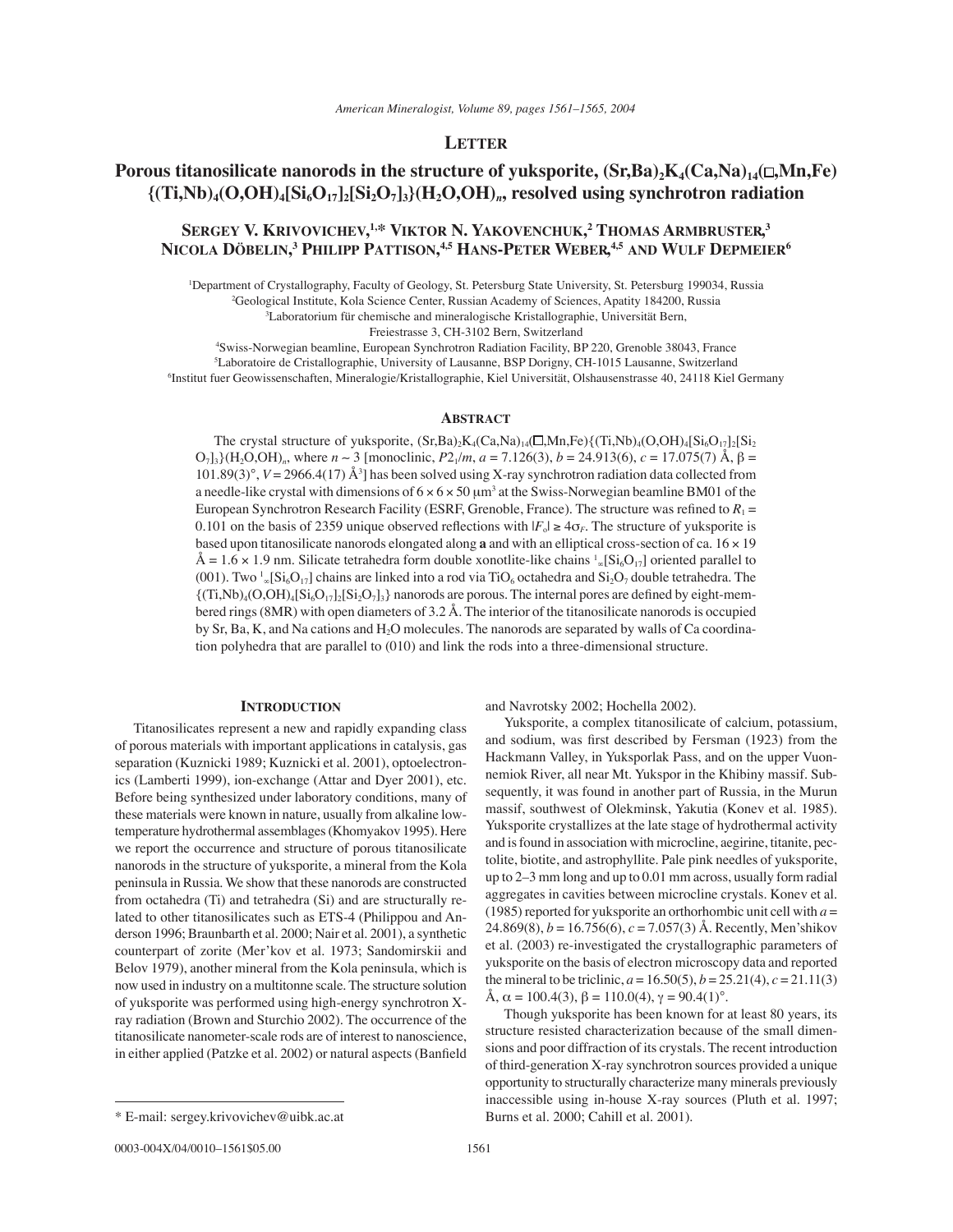## LETTER

# Porous titanosilicate nanorods in the structure of yuksporite, $(Sr,Ba)_2K_4(Ca,Na)_{14}(\square,Mn,Fe)\{(Ti,Nb)_4(O,OH)_4[Si_6O_{17}]_2[Si_2O_7]_3\}(H_2O,OH)_n$, resolved using synchrotron radiation

**SERGEY V. KRIVOVICHEV,[1,*] VIKTOR N. YAKOVENCHUK,[2] THOMAS ARMBRUSTER,[3] NICOLA DÖBELIN,[3] PHILIPP PATTISON,[4,5] HANS-PETER WEBER,[4,5] AND WULF DEPMEIER[6]**

[1]Department of Crystallography, Faculty of Geology, St. Petersburg State University, St. Petersburg 199034, Russia
[2]Geological Institute, Kola Science Center, Russian Academy of Sciences, Apatity 184200, Russia
[3]Laboratorium für chemische and mineralogische Kristallographie, Universität Bern, Freiestrasse 3, CH-3102 Bern, Switzerland
[4]Swiss-Norwegian beamline, European Synchrotron Radiation Facility, BP 220, Grenoble 38043, France
[5]Laboratoire de Cristallographie, University of Lausanne, BSP Dorigny, CH-1015 Lausanne, Switzerland
[6]Institut fuer Geowissenschaften, Mineralogie/Kristallographie, Kiel Universität, Olshausenstrasse 40, 24118 Kiel Germany

## ABSTRACT

The crystal structure of yuksporite, $(Sr,Ba)_2K_4(Ca,Na)_{14}(\square,Mn,Fe)\{(Ti,Nb)_4(O,OH)_4[Si_6O_{17}]_2[Si_2O_7]_3\}(H_2O,OH)_n$, where $n \sim 3$ [monoclinic, $P2_1/m$, $a = 7.126(3)$, $b = 24.913(6)$, $c = 17.075(7)$ Å, $\beta = 101.89(3)°$, $V = 2966.4(17)$ Å$^3$] has been solved using X-ray synchrotron radiation data collected from a needle-like crystal with dimensions of $6 \times 6 \times 50$ μm$^3$ at the Swiss-Norwegian beamline BM01 of the European Synchrotron Research Facility (ESRF, Grenoble, France). The structure was refined to $R_1 = 0.101$ on the basis of 2359 unique observed reflections with $|F_o| \geq 4\sigma_F$. The structure of yuksporite is based upon titanosilicate nanorods elongated along **a** and with an elliptical cross-section of ca. $16 \times 19$ Å = $1.6 \times 1.9$ nm. Silicate tetrahedra form double xonotlite-like chains $^1_\infty[Si_6O_{17}]$ oriented parallel to (001). Two $^1_\infty[Si_6O_{17}]$ chains are linked into a rod via $TiO_6$ octahedra and $Si_2O_7$ double tetrahedra. The $\{(Ti,Nb)_4(O,OH)_4[Si_6O_{17}]_2[Si_2O_7]_3\}$ nanorods are porous. The internal pores are defined by eight-membered rings (8MR) with open diameters of 3.2 Å. The interior of the titanosilicate nanorods is occupied by Sr, Ba, K, and Na cations and $H_2O$ molecules. The nanorods are separated by walls of Ca coordination polyhedra that are parallel to (010) and link the rods into a three-dimensional structure.

## INTRODUCTION

Titanosilicates represent a new and rapidly expanding class of porous materials with important applications in catalysis, gas separation (Kuznicki 1989; Kuznicki et al. 2001), optoelectronics (Lamberti 1999), ion-exchange (Attar and Dyer 2001), etc. Before being synthesized under laboratory conditions, many of these materials were known in nature, usually from alkaline low-temperature hydrothermal assemblages (Khomyakov 1995). Here we report the occurrence and structure of porous titanosilicate nanorods in the structure of yuksporite, a mineral from the Kola peninsula in Russia. We show that these nanorods are constructed from octahedra (Ti) and tetrahedra (Si) and are structurally related to other titanosilicates such as ETS-4 (Philippou and Anderson 1996; Braunbarth et al. 2000; Nair et al. 2001), a synthetic counterpart of zorite (Mer'kov et al. 1973; Sandomirskii and Belov 1979), another mineral from the Kola peninsula, which is now used in industry on a multitonne scale. The structure solution of yuksporite was performed using high-energy synchrotron X-ray radiation (Brown and Sturchio 2002). The occurrence of the titanosilicate nanometer-scale rods are of interest to nanoscience, in either applied (Patzke et al. 2002) or natural aspects (Banfield and Navrotsky 2002; Hochella 2002).

Yuksporite, a complex titanosilicate of calcium, potassium, and sodium, was first described by Fersman (1923) from the Hackmann Valley, in Yuksporlak Pass, and on the upper Vuonnemiok River, all near Mt. Yukspor in the Khibiny massif. Subsequently, it was found in another part of Russia, in the Murun massif, southwest of Olekminsk, Yakutia (Konev et al. 1985). Yuksporite crystallizes at the late stage of hydrothermal activity and is found in association with microcline, aegirine, titanite, pectolite, biotite, and astrophyllite. Pale pink needles of yuksporite, up to 2–3 mm long and up to 0.01 mm across, usually form radial aggregates in cavities between microcline crystals. Konev et al. (1985) reported for yuksporite an orthorhombic unit cell with $a = 24.869(8)$, $b = 16.756(6)$, $c = 7.057(3)$ Å. Recently, Men'shikov et al. (2003) re-investigated the crystallographic parameters of yuksporite on the basis of electron microscopy data and reported the mineral to be triclinic, $a = 16.50(5)$, $b = 25.21(4)$, $c = 21.11(3)$ Å, $\alpha = 100.4(3)$, $\beta = 110.0(4)$, $\gamma = 90.4(1)°$.

Though yuksporite has been known for at least 80 years, its structure resisted characterization because of the small dimensions and poor diffraction of its crystals. The recent introduction of third-generation X-ray synchrotron sources provided a unique opportunity to structurally characterize many minerals previously inaccessible using in-house X-ray sources (Pluth et al. 1997; Burns et al. 2000; Cahill et al. 2001).

\* E-mail: sergey.krivovichev@uibk.ac.at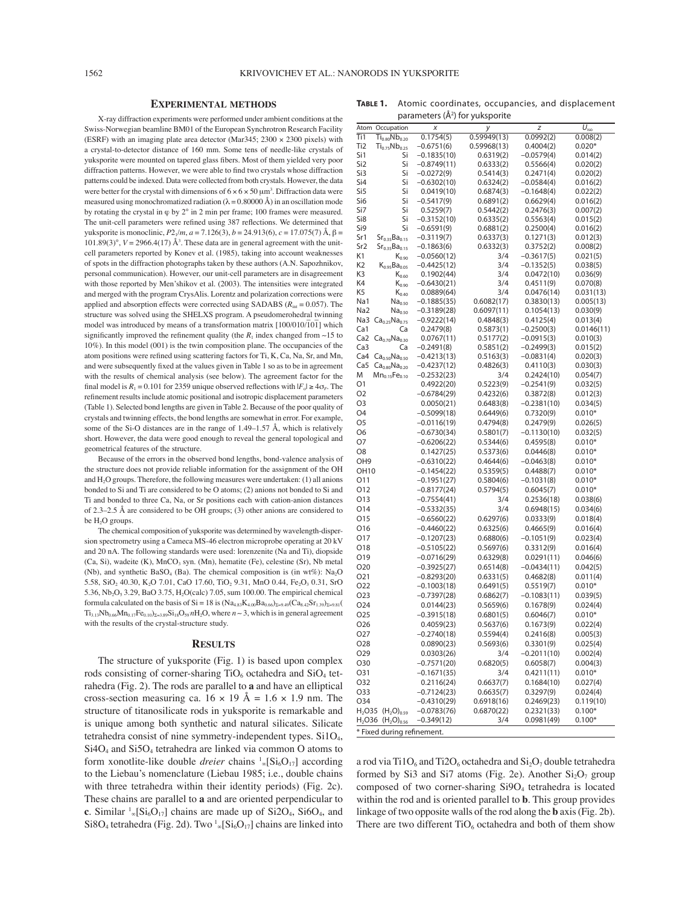## EXPERIMENTAL METHODS

X-ray diffraction experiments were performed under ambient conditions at the Swiss-Norwegian beamline BM01 of the European Synchrotron Research Facility (ESRF) with an imaging plate area detector (Mar345; 2300 × 2300 pixels) with a crystal-to-detector distance of 160 mm. Some tens of needle-like crystals of yuksporite were mounted on tapered glass fibers. Most of them yielded very poor diffraction patterns. However, we were able to find two crystals whose diffraction patterns could be indexed. Data were collected from both crystals. However, the data were better for the crystal with dimensions of 6 × 6 × 50 μm³. Diffraction data were measured using monochromatized radiation (λ = 0.80000 Å) in an oscillation mode by rotating the crystal in φ by 2° in 2 min per frame; 100 frames were measured. The unit-cell parameters were refined using 387 reflections. We determined that yuksporite is monoclinic, $P2_1/m$, $a$ = 7.126(3), $b$ = 24.913(6), $c$ = 17.075(7) Å, β = 101.89(3)°, $V$ = 2966.4(17) Å³. These data are in general agreement with the unit-cell parameters reported by Konev et al. (1985), taking into account weaknesses of spots in the diffraction photographs taken by these authors (A.N. Sapozhnikov, personal communication). However, our unit-cell parameters are in disagreement with those reported by Men'shikov et al. (2003). The intensities were integrated and merged with the program CrysAlis. Lorentz and polarization corrections were applied and absorption effects were corrected using SADABS ($R_{int}$ = 0.057). The structure was solved using the SHELXS program. A pseudomerohedral twinning model was introduced by means of a transformation matrix [100/010/$\bar{1}$0$\bar{1}$] which significantly improved the refinement quality (the $R_1$ index changed from ~15 to 10%). In this model (001) is the twin composition plane. The occupancies of the atom positions were refined using scattering factors for Ti, K, Ca, Na, Sr, and Mn, and were subsequently fixed at the values given in Table 1 so as to be in agreement with the results of chemical analysis (see below). The agreement factor for the final model is $R_1$ = 0.101 for 2359 unique observed reflections with $|F_o| \geq 4\sigma_F$. The refinement results include atomic positional and isotropic displacement parameters (Table 1). Selected bond lengths are given in Table 2. Because of the poor quality of crystals and twinning effects, the bond lengths are somewhat in error. For example, some of the Si-O distances are in the range of 1.49–1.57 Å, which is relatively short. However, the data were good enough to reveal the general topological and geometrical features of the structure.

Because of the errors in the observed bond lengths, bond-valence analysis of the structure does not provide reliable information for the assignment of the OH and $H_2O$ groups. Therefore, the following measures were undertaken: (1) all anions bonded to Si and Ti are considered to be O atoms; (2) anions not bonded to Si and Ti and bonded to three Ca, Na, or Sr positions each with cation-anion distances of 2.3–2.5 Å are considered to be OH groups; (3) other anions are considered to be $H_2O$ groups.

The chemical composition of yuksporite was determined by wavelength-dispersion spectrometry using a Cameca MS-46 electron microprobe operating at 20 kV and 20 nA. The following standards were used: lorenzenite (Na and Ti), diopside (Ca, Si), wadeite (K), $MnCO_3$ syn. (Mn), hematite (Fe), celestine (Sr), Nb metal (Nb), and synthetic $BaSO_4$ (Ba). The chemical composition is (in wt%): $Na_2O$ 5.58, $SiO_2$ 40.30, $K_2O$ 7.01, CaO 17.60, $TiO_2$ 9.31, MnO 0.44, $Fe_2O_3$ 0.31, SrO 5.36, $Nb_2O_5$ 3.29, BaO 3.75, $H_2O$(calc) 7.05, sum 100.00. The empirical chemical formula calculated on the basis of Si = 18 is $(Na_{4.83}K_{4.00}Ba_{0.66})_{\Sigma=9.49}(Ca_{8.42}Sr_{1.39})_{\Sigma=9.81}(Ti_{3.13}Nb_{0.66}Mn_{0.17}Fe_{0.10})_{\Sigma=3.89}Si_{18}O_{59}\,nH_2O$, where $n \sim 3$, which is in general agreement with the results of the crystal-structure study.

## RESULTS

The structure of yuksporite (Fig. 1) is based upon complex rods consisting of corner-sharing $TiO_6$ octahedra and $SiO_4$ tetrahedra (Fig. 2). The rods are parallel to **a** and have an elliptical cross-section measuring ca. 16 × 19 Å = 1.6 × 1.9 nm. The structure of titanosilicate rods in yuksporite is remarkable and is unique among both synthetic and natural silicates. Silicate tetrahedra consist of nine symmetry-independent types. $Si1O_4$, $Si4O_4$ and $Si5O_4$ tetrahedra are linked via common O atoms to form xonotlite-like double *dreier* chains $^1_\infty[Si_6O_{17}]$ according to the Liebau's nomenclature (Liebau 1985; i.e., double chains with three tetrahedra within their identity periods) (Fig. 2c). These chains are parallel to **a** and are oriented perpendicular to **c**. Similar $^1_\infty[Si_6O_{17}]$ chains are made up of $Si2O_4$, $Si6O_4$, and $Si8O_4$ tetrahedra (Fig. 2d). Two $^1_\infty[Si_6O_{17}]$ chains are linked into a rod via $Ti1O_6$ and $Ti2O_6$ octahedra and $Si_2O_7$ double tetrahedra formed by Si3 and Si7 atoms (Fig. 2e). Another $Si_2O_7$ group composed of two corner-sharing $Si9O_4$ tetrahedra is located within the rod and is oriented parallel to **b**. This group provides linkage of two opposite walls of the rod along the **b** axis (Fig. 2b). There are two different $TiO_6$ octahedra and both of them show

**TABLE 1.** Atomic coordinates, occupancies, and displacement parameters (Å²) for yuksporite

| Atom | Occupation | $x$ | $y$ | $z$ | $U_{iso}$ |
|---|---|---|---|---|---|
| Ti1 | $Ti_{0.80}Nb_{0.20}$ | 0.1754(5) | 0.59949(13) | 0.0992(2) | 0.008(2) |
| Ti2 | $Ti_{0.75}Nb_{0.25}$ | −0.6751(6) | 0.59968(13) | 0.4004(2) | 0.020* |
| Si1 | Si | −0.1835(10) | 0.6319(2) | −0.0579(4) | 0.014(2) |
| Si2 | Si | −0.8749(11) | 0.6333(2) | 0.5566(4) | 0.020(2) |
| Si3 | Si | −0.0272(9) | 0.5413(3) | 0.2471(4) | 0.020(2) |
| Si4 | Si | −0.6302(10) | 0.6324(2) | −0.0584(4) | 0.016(2) |
| Si5 | Si | 0.0419(10) | 0.6874(3) | −0.1648(4) | 0.022(2) |
| Si6 | Si | −0.5417(9) | 0.6891(2) | 0.6629(4) | 0.016(2) |
| Si7 | Si | 0.5259(7) | 0.5442(2) | 0.2476(3) | 0.007(2) |
| Si8 | Si | −0.3152(10) | 0.6335(2) | 0.5563(4) | 0.015(2) |
| Si9 | Si | −0.6591(9) | 0.6881(2) | 0.2500(4) | 0.016(2) |
| Sr1 | $Sr_{0.85}Ba_{0.15}$ | −0.3119(7) | 0.6337(3) | 0.1271(3) | 0.012(3) |
| Sr2 | $Sr_{0.85}Ba_{0.15}$ | −0.1863(6) | 0.6332(3) | 0.3752(2) | 0.008(2) |
| K1 | $K_{0.90}$ | −0.0560(12) | 3/4 | −0.3617(5) | 0.021(5) |
| K2 | $K_{0.95}Ba_{0.05}$ | −0.4425(12) | 3/4 | −0.1352(5) | 0.038(5) |
| K3 | $K_{0.60}$ | 0.1902(44) | 3/4 | 0.0472(10) | 0.036(9) |
| K4 | $K_{0.90}$ | −0.6430(21) | 3/4 | 0.4511(9) | 0.070(8) |
| K5 | $K_{0.40}$ | 0.0889(64) | 3/4 | 0.0476(14) | 0.031(13) |
| Na1 | $Na_{0.50}$ | −0.1885(35) | 0.6082(17) | 0.3830(13) | 0.005(13) |
| Na2 | $Na_{0.50}$ | −0.3189(28) | 0.6097(11) | 0.1054(13) | 0.030(9) |
| Na3 | $Ca_{0.25}Na_{0.75}$ | −0.9222(14) | 0.4848(3) | 0.4125(4) | 0.013(4) |
| Ca1 | Ca | 0.2479(8) | 0.5873(1) | −0.2500(3) | 0.0146(11) |
| Ca2 | $Ca_{0.70}Na_{0.30}$ | 0.0767(11) | 0.5177(2) | −0.0915(3) | 0.010(3) |
| Ca3 | Ca | −0.2491(8) | 0.5851(2) | −0.2499(3) | 0.015(2) |
| Ca4 | $Ca_{0.50}Na_{0.50}$ | −0.4213(13) | 0.5163(3) | −0.0831(4) | 0.020(3) |
| Ca5 | $Ca_{0.80}Na_{0.20}$ | −0.4237(12) | 0.4826(3) | 0.4110(3) | 0.030(3) |
| M | $Mn_{0.15}Fe_{0.10}$ | −0.2532(23) | 3/4 | 0.2424(10) | 0.054(7) |
| O1 | | 0.4922(20) | 0.5223(9) | −0.2541(9) | 0.032(5) |
| O2 | | −0.6784(29) | 0.4232(6) | 0.3872(8) | 0.012(3) |
| O3 | | 0.0050(21) | 0.6483(8) | −0.2381(10) | 0.034(5) |
| O4 | | −0.5099(18) | 0.6449(6) | 0.7320(9) | 0.010* |
| O5 | | −0.0116(19) | 0.4794(8) | 0.2479(9) | 0.026(5) |
| O6 | | −0.6730(34) | 0.5801(7) | −0.1130(10) | 0.032(5) |
| O7 | | −0.6206(22) | 0.5344(6) | 0.4595(8) | 0.010* |
| O8 | | 0.1427(25) | 0.5373(6) | 0.0446(8) | 0.010* |
| OH9 | | −0.6310(22) | 0.4644(6) | −0.0463(8) | 0.010* |
| OH10 | | −0.1454(22) | 0.5359(5) | 0.4488(7) | 0.010* |
| O11 | | −0.1951(27) | 0.5804(6) | −0.1031(8) | 0.010* |
| O12 | | −0.8177(24) | 0.5794(5) | 0.6045(7) | 0.010* |
| O13 | | −0.7554(41) | 3/4 | 0.2536(18) | 0.038(6) |
| O14 | | −0.5332(35) | 3/4 | 0.6948(15) | 0.034(6) |
| O15 | | −0.6560(22) | 0.6297(6) | 0.0333(9) | 0.018(4) |
| O16 | | −0.4460(22) | 0.6325(6) | 0.4665(9) | 0.016(4) |
| O17 | | −0.1207(23) | 0.6880(6) | −0.1051(9) | 0.023(4) |
| O18 | | −0.5105(22) | 0.5697(6) | 0.3312(9) | 0.016(4) |
| O19 | | −0.0716(29) | 0.6329(8) | 0.0291(11) | 0.046(6) |
| O20 | | −0.3925(27) | 0.6514(8) | −0.0434(11) | 0.042(5) |
| O21 | | −0.8293(20) | 0.6331(5) | 0.4682(8) | 0.011(4) |
| O22 | | −0.1003(18) | 0.6491(5) | 0.5519(7) | 0.010* |
| O23 | | −0.7397(28) | 0.6862(7) | −0.1083(11) | 0.039(5) |
| O24 | | 0.0144(23) | 0.5659(6) | 0.1678(9) | 0.024(4) |
| O25 | | −0.3915(18) | 0.6801(5) | 0.6046(7) | 0.010* |
| O26 | | 0.4059(23) | 0.5637(6) | 0.1673(9) | 0.022(4) |
| O27 | | −0.2740(18) | 0.5594(4) | 0.2416(8) | 0.005(3) |
| O28 | | 0.0890(23) | 0.5693(6) | 0.3301(9) | 0.025(4) |
| O29 | | 0.0303(26) | 3/4 | −0.2011(10) | 0.002(4) |
| O30 | | −0.7571(20) | 0.6820(5) | 0.6058(7) | 0.004(3) |
| O31 | | −0.1671(35) | 3/4 | 0.4211(11) | 0.010* |
| O32 | | 0.2116(24) | 0.6637(7) | 0.1684(10) | 0.027(4) |
| O33 | | −0.7124(23) | 0.6635(7) | 0.3297(9) | 0.024(4) |
| O34 | | −0.4310(29) | 0.6918(16) | 0.2469(23) | 0.119(10) |
| $H_2O35$ | $(H_2O)_{0.59}$ | −0.0783(76) | 0.6870(22) | 0.2321(33) | 0.100* |
| $H_2O36$ | $(H_2O)_{0.56}$ | −0.349(12) | 3/4 | 0.0981(49) | 0.100* |

\* Fixed during refinement.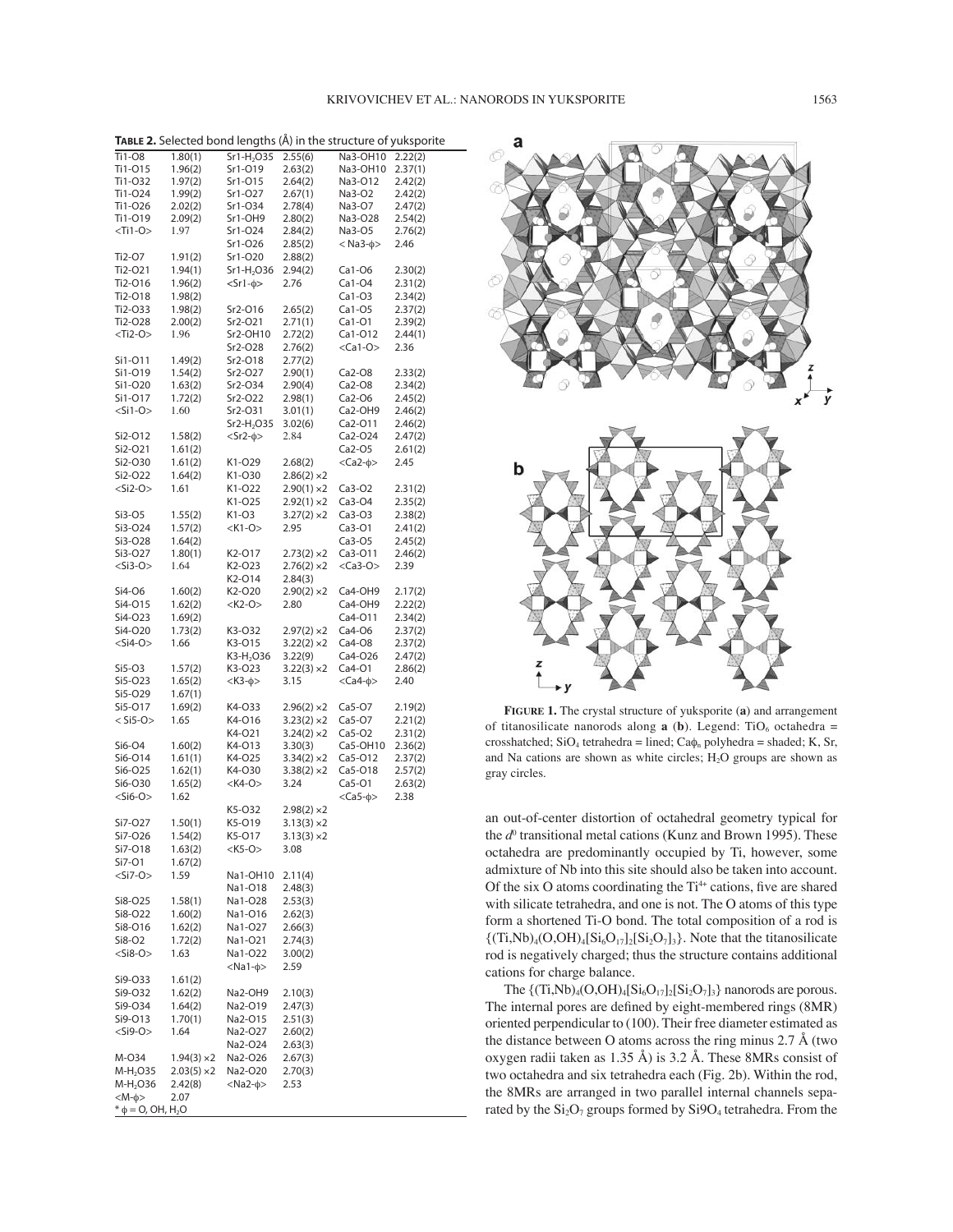**TABLE 2.** Selected bond lengths (Å) in the structure of yuksporite

| | | | | | |
|---|---|---|---|---|---|
| Ti1-O8 | 1.80(1) | Sr1-$H_2O$35 | 2.55(6) | Na3-OH10 | 2.22(2) |
| Ti1-O15 | 1.96(2) | Sr1-O19 | 2.63(2) | Na3-OH10 | 2.37(1) |
| Ti1-O32 | 1.97(2) | Sr1-O15 | 2.64(2) | Na3-O12 | 2.42(2) |
| Ti1-O24 | 1.99(2) | Sr1-O27 | 2.67(1) | Na3-O2 | 2.42(2) |
| Ti1-O26 | 2.02(2) | Sr1-O34 | 2.78(4) | Na3-O7 | 2.47(2) |
| Ti1-O19 | 2.09(2) | Sr1-OH9 | 2.80(2) | Na3-O28 | 2.54(2) |
| <Ti1-O> | 1.97 | Sr1-O24 | 2.84(2) | Na3-O5 | 2.76(2) |
| | | Sr1-O26 | 2.85(2) | <Na3-φ> | 2.46 |
| Ti2-O7 | 1.91(2) | Sr1-O20 | 2.88(2) | | |
| Ti2-O21 | 1.94(1) | Sr1-$H_2O$36 | 2.94(2) | Ca1-O6 | 2.30(2) |
| Ti2-O16 | 1.96(2) | <Sr1-φ> | 2.76 | Ca1-O4 | 2.31(2) |
| Ti2-O18 | 1.98(2) | | | Ca1-O3 | 2.34(2) |
| Ti2-O33 | 1.98(2) | Sr2-O16 | 2.65(2) | Ca1-O5 | 2.37(2) |
| Ti2-O28 | 2.00(2) | Sr2-O21 | 2.71(1) | Ca1-O1 | 2.39(2) |
| <Ti2-O> | 1.96 | Sr2-OH10 | 2.72(2) | Ca1-O12 | 2.44(1) |
| | | Sr2-O28 | 2.76(2) | <Ca1-O> | 2.36 |
| Si1-O11 | 1.49(2) | Sr2-O18 | 2.77(2) | | |
| Si1-O19 | 1.54(2) | Sr2-O27 | 2.90(1) | Ca2-O8 | 2.33(2) |
| Si1-O20 | 1.63(2) | Sr2-O34 | 2.90(4) | Ca2-O8 | 2.34(2) |
| Si1-O17 | 1.72(2) | Sr2-O22 | 2.98(1) | Ca2-O6 | 2.45(2) |
| <Si1-O> | 1.60 | Sr2-O31 | 3.01(1) | Ca2-OH9 | 2.46(2) |
| | | Sr2-$H_2O$35 | 3.02(6) | Ca2-O11 | 2.46(2) |
| Si2-O12 | 1.58(2) | <Sr2-φ> | 2.84 | Ca2-O24 | 2.47(2) |
| Si2-O21 | 1.61(2) | | | Ca2-O5 | 2.61(2) |
| Si2-O30 | 1.61(2) | K1-O29 | 2.68(2) | <Ca2-φ> | 2.45 |
| Si2-O22 | 1.64(2) | K1-O30 | 2.86(2) ×2 | | |
| <Si2-O> | 1.61 | K1-O22 | 2.90(1) ×2 | Ca3-O2 | 2.31(2) |
| | | K1-O25 | 2.92(1) ×2 | Ca3-O4 | 2.35(2) |
| Si3-O5 | 1.55(2) | K1-O3 | 3.27(2) ×2 | Ca3-O3 | 2.38(2) |
| Si3-O24 | 1.57(2) | <K1-O> | 2.95 | Ca3-O1 | 2.41(2) |
| Si3-O28 | 1.64(2) | | | Ca3-O5 | 2.45(2) |
| Si3-O27 | 1.80(1) | K2-O17 | 2.73(2) ×2 | Ca3-O11 | 2.46(2) |
| <Si3-O> | 1.64 | K2-O23 | 2.76(2) ×2 | <Ca3-O> | 2.39 |
| | | K2-O14 | 2.84(3) | | |
| Si4-O6 | 1.60(2) | K2-O20 | 2.90(2) ×2 | Ca4-OH9 | 2.17(2) |
| Si4-O15 | 1.62(2) | <K2-O> | 2.80 | Ca4-OH9 | 2.22(2) |
| Si4-O23 | 1.69(2) | | | Ca4-O11 | 2.34(2) |
| Si4-O20 | 1.73(2) | K3-O32 | 2.97(2) ×2 | Ca4-O6 | 2.37(2) |
| <Si4-O> | 1.66 | K3-O15 | 3.22(2) ×2 | Ca4-O8 | 2.37(2) |
| | | K3-$H_2O$36 | 3.22(9) | Ca4-O26 | 2.47(2) |
| Si5-O3 | 1.57(2) | K3-O23 | 3.22(3) ×2 | Ca4-O1 | 2.86(2) |
| Si5-O23 | 1.65(2) | <K3-φ> | 3.15 | <Ca4-φ> | 2.40 |
| Si5-O29 | 1.67(1) | | | | |
| Si5-O17 | 1.69(2) | K4-O33 | 2.96(2) ×2 | Ca5-O7 | 2.19(2) |
| < Si5-O> | 1.65 | K4-O16 | 3.23(2) ×2 | Ca5-O7 | 2.21(2) |
| | | K4-O21 | 3.24(2) ×2 | Ca5-O2 | 2.31(2) |
| Si6-O4 | 1.60(2) | K4-O13 | 3.30(3) | Ca5-OH10 | 2.36(2) |
| Si6-O14 | 1.61(1) | K4-O25 | 3.34(2) ×2 | Ca5-O12 | 2.37(2) |
| Si6-O25 | 1.62(1) | K4-O30 | 3.38(2) ×2 | Ca5-O18 | 2.57(2) |
| Si6-O30 | 1.65(2) | <K4-O> | 3.24 | Ca5-O1 | 2.63(2) |
| <Si6-O> | 1.62 | | | <Ca5-φ> | 2.38 |
| | | K5-O32 | 2.98(2) ×2 | | |
| Si7-O27 | 1.50(1) | K5-O19 | 3.13(3) ×2 | | |
| Si7-O26 | 1.54(2) | K5-O17 | 3.13(3) ×2 | | |
| Si7-O18 | 1.63(2) | <K5-O> | 3.08 | | |
| Si7-O1 | 1.67(2) | | | | |
| <Si7-O> | 1.59 | Na1-OH10 | 2.11(4) | | |
| | | Na1-O18 | 2.48(3) | | |
| Si8-O25 | 1.58(1) | Na1-O28 | 2.53(3) | | |
| Si8-O22 | 1.60(2) | Na1-O16 | 2.62(3) | | |
| Si8-O16 | 1.62(2) | Na1-O27 | 2.66(3) | | |
| Si8-O2 | 1.72(2) | Na1-O21 | 2.74(3) | | |
| <Si8-O> | 1.63 | Na1-O22 | 3.00(2) | | |
| | | <Na1-φ> | 2.59 | | |
| Si9-O33 | 1.61(2) | | | | |
| Si9-O32 | 1.62(2) | Na2-OH9 | 2.10(3) | | |
| Si9-O34 | 1.64(2) | Na2-O19 | 2.47(3) | | |
| Si9-O13 | 1.70(1) | Na2-O15 | 2.51(3) | | |
| <Si9-O> | 1.64 | Na2-O27 | 2.60(2) | | |
| | | Na2-O24 | 2.63(3) | | |
| M-O34 | 1.94(3) ×2 | Na2-O26 | 2.67(3) | | |
| M-$H_2O$35 | 2.03(5) ×2 | Na2-O20 | 2.70(3) | | |
| M-$H_2O$36 | 2.42(8) | <Na2-φ> | 2.53 | | |
| <M-φ> | 2.07 | | | | |

* φ = O, OH, $H_2O$

**FIGURE 1.** The crystal structure of yuksporite (**a**) and arrangement of titanosilicate nanorods along **a** (**b**). Legend: $TiO_6$ octahedra = crosshatched; $SiO_4$ tetrahedra = lined; $Ca\phi_n$ polyhedra = shaded; K, Sr, and Na cations are shown as white circles; $H_2O$ groups are shown as gray circles.

an out-of-center distortion of octahedral geometry typical for the $d^0$ transitional metal cations (Kunz and Brown 1995). These octahedra are predominantly occupied by Ti, however, some admixture of Nb into this site should also be taken into account. Of the six O atoms coordinating the $Ti^{4+}$ cations, five are shared with silicate tetrahedra, and one is not. The O atoms of this type form a shortened Ti-O bond. The total composition of a rod is $\{(Ti,Nb)_4(O,OH)_4[Si_6O_{17}]_2[Si_2O_7]_3\}$. Note that the titanosilicate rod is negatively charged; thus the structure contains additional cations for charge balance.

The $\{(Ti,Nb)_4(O,OH)_4[Si_6O_{17}]_2[Si_2O_7]_3\}$ nanorods are porous. The internal pores are defined by eight-membered rings (8MR) oriented perpendicular to (100). Their free diameter estimated as the distance between O atoms across the ring minus 2.7 Å (two oxygen radii taken as 1.35 Å) is 3.2 Å. These 8MRs consist of two octahedra and six tetrahedra each (Fig. 2b). Within the rod, the 8MRs are arranged in two parallel internal channels separated by the $Si_2O_7$ groups formed by $Si9O_4$ tetrahedra. From the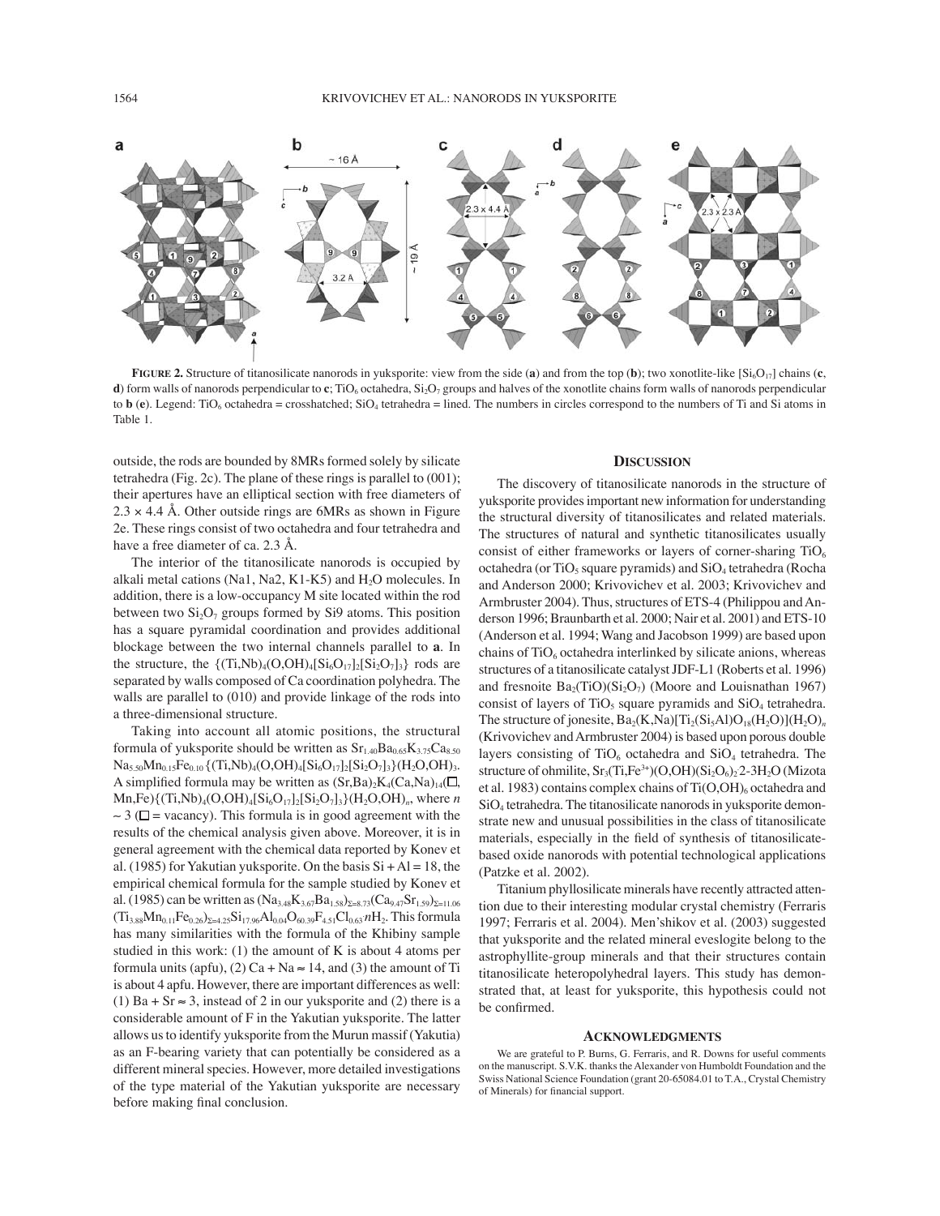a b c d e

~ 16 Å

~ 19 Å

3.2 Å

2.3 x 4.4 Å

2.3 x 2.3 Å

**FIGURE 2.** Structure of titanosilicate nanorods in yuksporite: view from the side (**a**) and from the top (**b**); two xonotlite-like $[Si_6O_{17}]$ chains (**c**, **d**) form walls of nanorods perpendicular to **c**; $TiO_6$ octahedra, $Si_2O_7$ groups and halves of the xonotlite chains form walls of nanorods perpendicular to **b** (**e**). Legend: $TiO_6$ octahedra = crosshatched; $SiO_4$ tetrahedra = lined. The numbers in circles correspond to the numbers of Ti and Si atoms in Table 1.

outside, the rods are bounded by 8MRs formed solely by silicate tetrahedra (Fig. 2c). The plane of these rings is parallel to (001); their apertures have an elliptical section with free diameters of $2.3 \times 4.4$ Å. Other outside rings are 6MRs as shown in Figure 2e. These rings consist of two octahedra and four tetrahedra and have a free diameter of ca. 2.3 Å.

The interior of the titanosilicate nanorods is occupied by alkali metal cations (Na1, Na2, K1-K5) and $H_2O$ molecules. In addition, there is a low-occupancy M site located within the rod between two $Si_2O_7$ groups formed by Si9 atoms. This position has a square pyramidal coordination and provides additional blockage between the two internal channels parallel to **a**. In the structure, the $\{(Ti,Nb)_4(O,OH)_4[Si_6O_{17}]_2[Si_2O_7]_3\}$ rods are separated by walls composed of Ca coordination polyhedra. The walls are parallel to (010) and provide linkage of the rods into a three-dimensional structure.

Taking into account all atomic positions, the structural formula of yuksporite should be written as $Sr_{1.40}Ba_{0.65}K_{3.75}Ca_{8.50}Na_{5.50}Mn_{0.15}Fe_{0.10}\{(Ti,Nb)_4(O,OH)_4[Si_6O_{17}]_2[Si_2O_7]_3\}(H_2O,OH)_3$. A simplified formula may be written as $(Sr,Ba)_2K_4(Ca,Na)_{14}(\square,Mn,Fe)\{(Ti,Nb)_4(O,OH)_4[Si_6O_{17}]_2[Si_2O_7]_3\}(H_2O,OH)_n$, where $n \sim 3$ ($\square$ = vacancy). This formula is in good agreement with the results of the chemical analysis given above. Moreover, it is in general agreement with the chemical data reported by Konev et al. (1985) for Yakutian yuksporite. On the basis Si + Al = 18, the empirical chemical formula for the sample studied by Konev et al. (1985) can be written as $(Na_{3.48}K_{3.67}Ba_{1.58})_{\Sigma=8.73}(Ca_{9.47}Sr_{1.59})_{\Sigma=11.06}(Ti_{3.88}Mn_{0.11}Fe_{0.26})_{\Sigma=4.25}Si_{17.96}Al_{0.04}O_{60.39}F_{4.51}Cl_{0.63}nH_2$. This formula has many similarities with the formula of the Khibiny sample studied in this work: (1) the amount of K is about 4 atoms per formula units (apfu), (2) $Ca + Na \approx 14$, and (3) the amount of Ti is about 4 apfu. However, there are important differences as well: (1) $Ba + Sr \approx 3$, instead of 2 in our yuksporite and (2) there is a considerable amount of F in the Yakutian yuksporite. The latter allows us to identify yuksporite from the Murun massif (Yakutia) as an F-bearing variety that can potentially be considered as a different mineral species. However, more detailed investigations of the type material of the Yakutian yuksporite are necessary before making final conclusion.

## DISCUSSION

The discovery of titanosilicate nanorods in the structure of yuksporite provides important new information for understanding the structural diversity of titanosilicates and related materials. The structures of natural and synthetic titanosilicates usually consist of either frameworks or layers of corner-sharing $TiO_6$ octahedra (or $TiO_5$ square pyramids) and $SiO_4$ tetrahedra (Rocha and Anderson 2000; Krivovichev et al. 2003; Krivovichev and Armbruster 2004). Thus, structures of ETS-4 (Philippou and Anderson 1996; Braunbarth et al. 2000; Nair et al. 2001) and ETS-10 (Anderson et al. 1994; Wang and Jacobson 1999) are based upon chains of $TiO_6$ octahedra interlinked by silicate anions, whereas structures of a titanosilicate catalyst JDF-L1 (Roberts et al. 1996) and fresnoite $Ba_2(TiO)(Si_2O_7)$ (Moore and Louisnathan 1967) consist of layers of $TiO_5$ square pyramids and $SiO_4$ tetrahedra. The structure of jonesite, $Ba_2(K,Na)[Ti_2(Si_5Al)O_{18}(H_2O)](H_2O)_n$ (Krivovichev and Armbruster 2004) is based upon porous double layers consisting of $TiO_6$ octahedra and $SiO_4$ tetrahedra. The structure of ohmilite, $Sr_3(Ti,Fe^{3+})(O,OH)(Si_2O_6)_2{\cdot}2\text{-}3H_2O$ (Mizota et al. 1983) contains complex chains of $Ti(O,OH)_6$ octahedra and $SiO_4$ tetrahedra. The titanosilicate nanorods in yuksporite demonstrate new and unusual possibilities in the class of titanosilicate materials, especially in the field of synthesis of titanosilicate-based oxide nanorods with potential technological applications (Patzke et al. 2002).

Titanium phyllosilicate minerals have recently attracted attention due to their interesting modular crystal chemistry (Ferraris 1997; Ferraris et al. 2004). Men'shikov et al. (2003) suggested that yuksporite and the related mineral eveslogite belong to the astrophyllite-group minerals and that their structures contain titanosilicate heteropolyhedral layers. This study has demonstrated that, at least for yuksporite, this hypothesis could not be confirmed.

## ACKNOWLEDGMENTS

We are grateful to P. Burns, G. Ferraris, and R. Downs for useful comments on the manuscript. S.V.K. thanks the Alexander von Humboldt Foundation and the Swiss National Science Foundation (grant 20-65084.01 to T.A., Crystal Chemistry of Minerals) for financial support.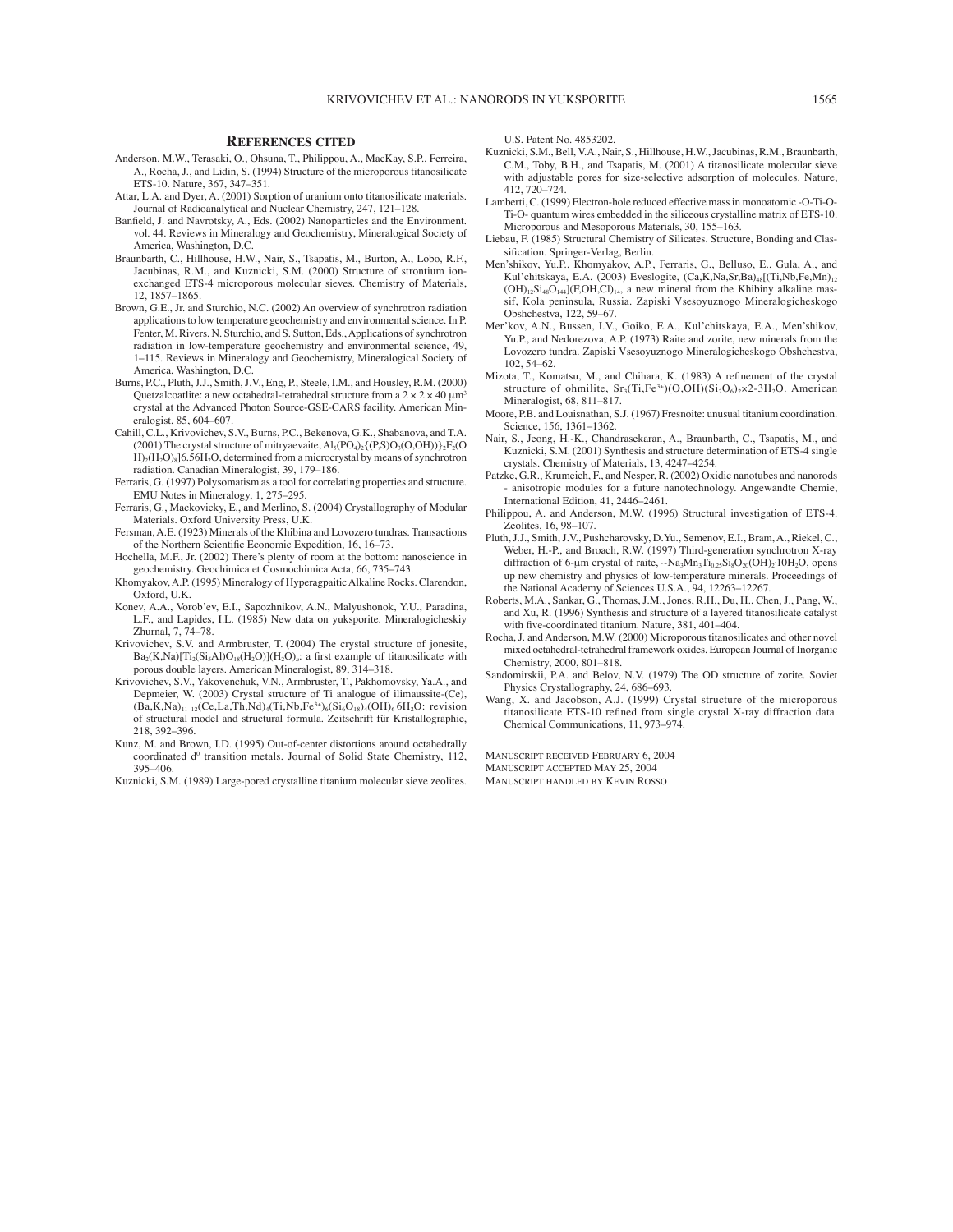## References cited

Anderson, M.W., Terasaki, O., Ohsuna, T., Philippou, A., MacKay, S.P., Ferreira, A., Rocha, J., and Lidin, S. (1994) Structure of the microporous titanosilicate ETS-10. Nature, 367, 347–351.

Attar, L.A. and Dyer, A. (2001) Sorption of uranium onto titanosilicate materials. Journal of Radioanalytical and Nuclear Chemistry, 247, 121–128.

Banfield, J. and Navrotsky, A., Eds. (2002) Nanoparticles and the Environment. vol. 44. Reviews in Mineralogy and Geochemistry, Mineralogical Society of America, Washington, D.C.

Braunbarth, C., Hillhouse, H.W., Nair, S., Tsapatis, M., Burton, A., Lobo, R.F., Jacubinas, R.M., and Kuznicki, S.M. (2000) Structure of strontium ion-exchanged ETS-4 microporous molecular sieves. Chemistry of Materials, 12, 1857–1865.

Brown, G.E., Jr. and Sturchio, N.C. (2002) An overview of synchrotron radiation applications to low temperature geochemistry and environmental science. In P. Fenter, M. Rivers, N. Sturchio, and S. Sutton, Eds., Applications of synchrotron radiation in low-temperature geochemistry and environmental science, 49, 1–115. Reviews in Mineralogy and Geochemistry, Mineralogical Society of America, Washington, D.C.

Burns, P.C., Pluth, J.J., Smith, J.V., Eng, P., Steele, I.M., and Housley, R.M. (2000) Quetzalcoatlite: a new octahedral-tetrahedral structure from a $2 \times 2 \times 40$ μm$^3$ crystal at the Advanced Photon Source-GSE-CARS facility. American Mineralogist, 85, 604–607.

Cahill, C.L., Krivovichev, S.V., Burns, P.C., Bekenova, G.K., Shabanova, and T.A. (2001) The crystal structure of mitryaevaite, $Al_5(PO_4)_2\{(P,S)O_3(O,OH)\}_2F_2(OH)_2(H_2O)_8$]6.56$H_2O$, determined from a microcrystal by means of synchrotron radiation. Canadian Mineralogist, 39, 179–186.

Ferraris, G. (1997) Polysomatism as a tool for correlating properties and structure. EMU Notes in Mineralogy, 1, 275–295.

Ferraris, G., Mackovicky, E., and Merlino, S. (2004) Crystallography of Modular Materials. Oxford University Press, U.K.

Fersman, A.E. (1923) Minerals of the Khibina and Lovozero tundras. Transactions of the Northern Scientific Economic Expedition, 16, 16–73.

Hochella, M.F., Jr. (2002) There's plenty of room at the bottom: nanoscience in geochemistry. Geochimica et Cosmochimica Acta, 66, 735–743.

Khomyakov, A.P. (1995) Mineralogy of Hyperagpaitic Alkaline Rocks. Clarendon, Oxford, U.K.

Konev, A.A., Vorob'ev, E.I., Sapozhnikov, A.N., Malyushonok, Y.U., Paradina, L.F., and Lapides, I.L. (1985) New data on yuksporite. Mineralogicheskiy Zhurnal, 7, 74–78.

Krivovichev, S.V. and Armbruster, T. (2004) The crystal structure of jonesite, $Ba_2(K,Na)[Ti_2(Si_5Al)O_{18}(H_2O)](H_2O)_n$: a first example of titanosilicate with porous double layers. American Mineralogist, 89, 314–318.

Krivovichev, S.V., Yakovenchuk, V.N., Armbruster, T., Pakhomovsky, Ya.A., and Depmeier, W. (2003) Crystal structure of Ti analogue of ilimaussite-(Ce), $(Ba,K,Na)_{11-12}(Ce,La,Th,Nd)_4(Ti,Nb,Fe^{3+})_6(Si_6O_{18})_4(OH)_6$6$H_2O$: revision of structural model and structural formula. Zeitschrift für Kristallographie, 218, 392–396.

Kunz, M. and Brown, I.D. (1995) Out-of-center distortions around octahedrally coordinated d$^0$ transition metals. Journal of Solid State Chemistry, 112, 395–406.

Kuznicki, S.M. (1989) Large-pored crystalline titanium molecular sieve zeolites. U.S. Patent No. 4853202.

Kuznicki, S.M., Bell, V.A., Nair, S., Hillhouse, H.W., Jacubinas, R.M., Braunbarth, C.M., Toby, B.H., and Tsapatis, M. (2001) A titanosilicate molecular sieve with adjustable pores for size-selective adsorption of molecules. Nature, 412, 720–724.

Lamberti, C. (1999) Electron-hole reduced effective mass in monoatomic -O-Ti-O-Ti-O- quantum wires embedded in the siliceous crystalline matrix of ETS-10. Microporous and Mesoporous Materials, 30, 155–163.

Liebau, F. (1985) Structural Chemistry of Silicates. Structure, Bonding and Classification. Springer-Verlag, Berlin.

Men'shikov, Yu.P., Khomyakov, A.P., Ferraris, G., Belluso, E., Gula, A., and Kul'chitskaya, E.A. (2003) Eveslogite, $(Ca,K,Na,Sr,Ba)_{48}[(Ti,Nb,Fe,Mn)_{12}(OH)_{12}Si_{48}O_{144}](F,OH,Cl)_{14}$, a new mineral from the Khibiny alkaline massif, Kola peninsula, Russia. Zapiski Vsesoyuznogo Mineralogicheskogo Obshchestva, 122, 59–67.

Mer'kov, A.N., Bussen, I.V., Goiko, E.A., Kul'chitskaya, E.A., Men'shikov, Yu.P., and Nedorezova, A.P. (1973) Raite and zorite, new minerals from the Lovozero tundra. Zapiski Vsesoyuznogo Mineralogicheskogo Obshchestva, 102, 54–62.

Mizota, T., Komatsu, M., and Chihara, K. (1983) A refinement of the crystal structure of ohmilite, $Sr_3(Ti,Fe^{3+})(O,OH)(Si_2O_6)_2$×2-3$H_2O$. American Mineralogist, 68, 811–817.

Moore, P.B. and Louisnathan, S.J. (1967) Fresnoite: unusual titanium coordination. Science, 156, 1361–1362.

Nair, S., Jeong, H.-K., Chandrasekaran, A., Braunbarth, C., Tsapatis, M., and Kuznicki, S.M. (2001) Synthesis and structure determination of ETS-4 single crystals. Chemistry of Materials, 13, 4247–4254.

Patzke, G.R., Krumeich, F., and Nesper, R. (2002) Oxidic nanotubes and nanorods - anisotropic modules for a future nanotechnology. Angewandte Chemie, International Edition, 41, 2446–2461.

Philippou, A. and Anderson, M.W. (1996) Structural investigation of ETS-4. Zeolites, 16, 98–107.

Pluth, J.J., Smith, J.V., Pushcharovsky, D.Yu., Semenov, E.I., Bram, A., Riekel, C., Weber, H.-P., and Broach, R.W. (1997) Third-generation synchrotron X-ray diffraction of 6-μm crystal of raite, ~$Na_3Mn_3Ti_{0.25}Si_8O_{20}(OH)_2$·10$H_2O$, opens up new chemistry and physics of low-temperature minerals. Proceedings of the National Academy of Sciences U.S.A., 94, 12263–12267.

Roberts, M.A., Sankar, G., Thomas, J.M., Jones, R.H., Du, H., Chen, J., Pang, W., and Xu, R. (1996) Synthesis and structure of a layered titanosilicate catalyst with five-coordinated titanium. Nature, 381, 401–404.

Rocha, J. and Anderson, M.W. (2000) Microporous titanosilicates and other novel mixed octahedral-tetrahedral framework oxides. European Journal of Inorganic Chemistry, 2000, 801–818.

Sandomirskii, P.A. and Belov, N.V. (1979) The OD structure of zorite. Soviet Physics Crystallography, 24, 686–693.

Wang, X. and Jacobson, A.J. (1999) Crystal structure of the microporous titanosilicate ETS-10 refined from single crystal X-ray diffraction data. Chemical Communications, 11, 973–974.

Manuscript received February 6, 2004
Manuscript accepted May 25, 2004
Manuscript handled by Kevin Rosso